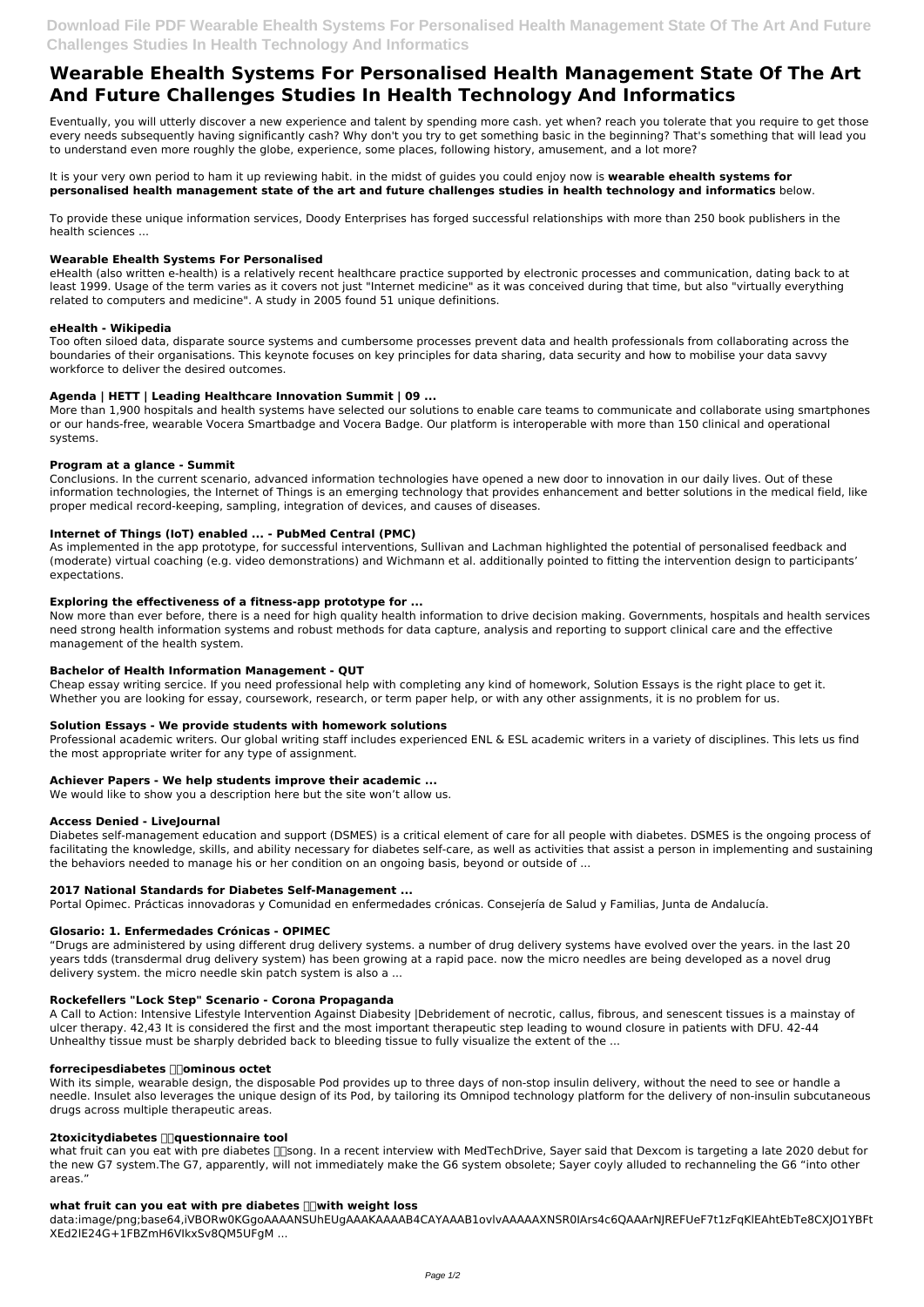# **Wearable Ehealth Systems For Personalised Health Management State Of The Art And Future Challenges Studies In Health Technology And Informatics**

Eventually, you will utterly discover a new experience and talent by spending more cash. yet when? reach you tolerate that you require to get those every needs subsequently having significantly cash? Why don't you try to get something basic in the beginning? That's something that will lead you to understand even more roughly the globe, experience, some places, following history, amusement, and a lot more?

It is your very own period to ham it up reviewing habit. in the midst of guides you could enjoy now is **wearable ehealth systems for personalised health management state of the art and future challenges studies in health technology and informatics** below.

To provide these unique information services, Doody Enterprises has forged successful relationships with more than 250 book publishers in the health sciences ...

## **Wearable Ehealth Systems For Personalised**

eHealth (also written e-health) is a relatively recent healthcare practice supported by electronic processes and communication, dating back to at least 1999. Usage of the term varies as it covers not just "Internet medicine" as it was conceived during that time, but also "virtually everything related to computers and medicine". A study in 2005 found 51 unique definitions.

## **eHealth - Wikipedia**

Too often siloed data, disparate source systems and cumbersome processes prevent data and health professionals from collaborating across the boundaries of their organisations. This keynote focuses on key principles for data sharing, data security and how to mobilise your data savvy workforce to deliver the desired outcomes.

# **Agenda | HETT | Leading Healthcare Innovation Summit | 09 ...**

More than 1,900 hospitals and health systems have selected our solutions to enable care teams to communicate and collaborate using smartphones or our hands-free, wearable Vocera Smartbadge and Vocera Badge. Our platform is interoperable with more than 150 clinical and operational systems.

## **Program at a glance - Summit**

Conclusions. In the current scenario, advanced information technologies have opened a new door to innovation in our daily lives. Out of these information technologies, the Internet of Things is an emerging technology that provides enhancement and better solutions in the medical field, like proper medical record-keeping, sampling, integration of devices, and causes of diseases.

# **Internet of Things (IoT) enabled ... - PubMed Central (PMC)**

As implemented in the app prototype, for successful interventions, Sullivan and Lachman highlighted the potential of personalised feedback and (moderate) virtual coaching (e.g. video demonstrations) and Wichmann et al. additionally pointed to fitting the intervention design to participants' expectations.

# **Exploring the effectiveness of a fitness‐app prototype for ...**

what fruit can you eat with pre diabetes  $\Box$  song. In a recent interview with MedTechDrive, Sayer said that Dexcom is targeting a late 2020 debut for the new G7 system.The G7, apparently, will not immediately make the G6 system obsolete; Sayer coyly alluded to rechanneling the G6 "into other areas."

# what fruit can you eat with pre diabetes **II** with weight loss

Now more than ever before, there is a need for high quality health information to drive decision making. Governments, hospitals and health services need strong health information systems and robust methods for data capture, analysis and reporting to support clinical care and the effective management of the health system.

# **Bachelor of Health Information Management - QUT**

Cheap essay writing sercice. If you need professional help with completing any kind of homework, Solution Essays is the right place to get it. Whether you are looking for essay, coursework, research, or term paper help, or with any other assignments, it is no problem for us.

# **Solution Essays - We provide students with homework solutions**

Professional academic writers. Our global writing staff includes experienced ENL & ESL academic writers in a variety of disciplines. This lets us find the most appropriate writer for any type of assignment.

#### **Achiever Papers - We help students improve their academic ...**

We would like to show you a description here but the site won't allow us.

#### **Access Denied - LiveJournal**

Diabetes self-management education and support (DSMES) is a critical element of care for all people with diabetes. DSMES is the ongoing process of facilitating the knowledge, skills, and ability necessary for diabetes self-care, as well as activities that assist a person in implementing and sustaining the behaviors needed to manage his or her condition on an ongoing basis, beyond or outside of ...

# **2017 National Standards for Diabetes Self-Management ...**

Portal Opimec. Prácticas innovadoras y Comunidad en enfermedades crónicas. Consejería de Salud y Familias, Junta de Andalucía.

# **Glosario: 1. Enfermedades Crónicas - OPIMEC**

"Drugs are administered by using different drug delivery systems. a number of drug delivery systems have evolved over the years. in the last 20 years tdds (transdermal drug delivery system) has been growing at a rapid pace. now the micro needles are being developed as a novel drug delivery system. the micro needle skin patch system is also a ...

#### **Rockefellers "Lock Step" Scenario - Corona Propaganda**

A Call to Action: Intensive Lifestyle Intervention Against Diabesity |Debridement of necrotic, callus, fibrous, and senescent tissues is a mainstay of ulcer therapy. 42,43 It is considered the first and the most important therapeutic step leading to wound closure in patients with DFU. 42-44 Unhealthy tissue must be sharply debrided back to bleeding tissue to fully visualize the extent of the ...

#### forrecipesdiabetes **mominous** octet

With its simple, wearable design, the disposable Pod provides up to three days of non-stop insulin delivery, without the need to see or handle a needle. Insulet also leverages the unique design of its Pod, by tailoring its Omnipod technology platform for the delivery of non-insulin subcutaneous drugs across multiple therapeutic areas.

#### **2toxicitydiabetes questionnaire tool**

data:image/png;base64,iVBORw0KGgoAAAANSUhEUgAAAKAAAAB4CAYAAAB1ovlvAAAAAXNSR0IArs4c6QAAArNJREFUeF7t1zFqKlEAhtEbTe8CXJO1YBFt XEd2lE24G+1FBZmH6VIkxSv8QM5UFgM ...